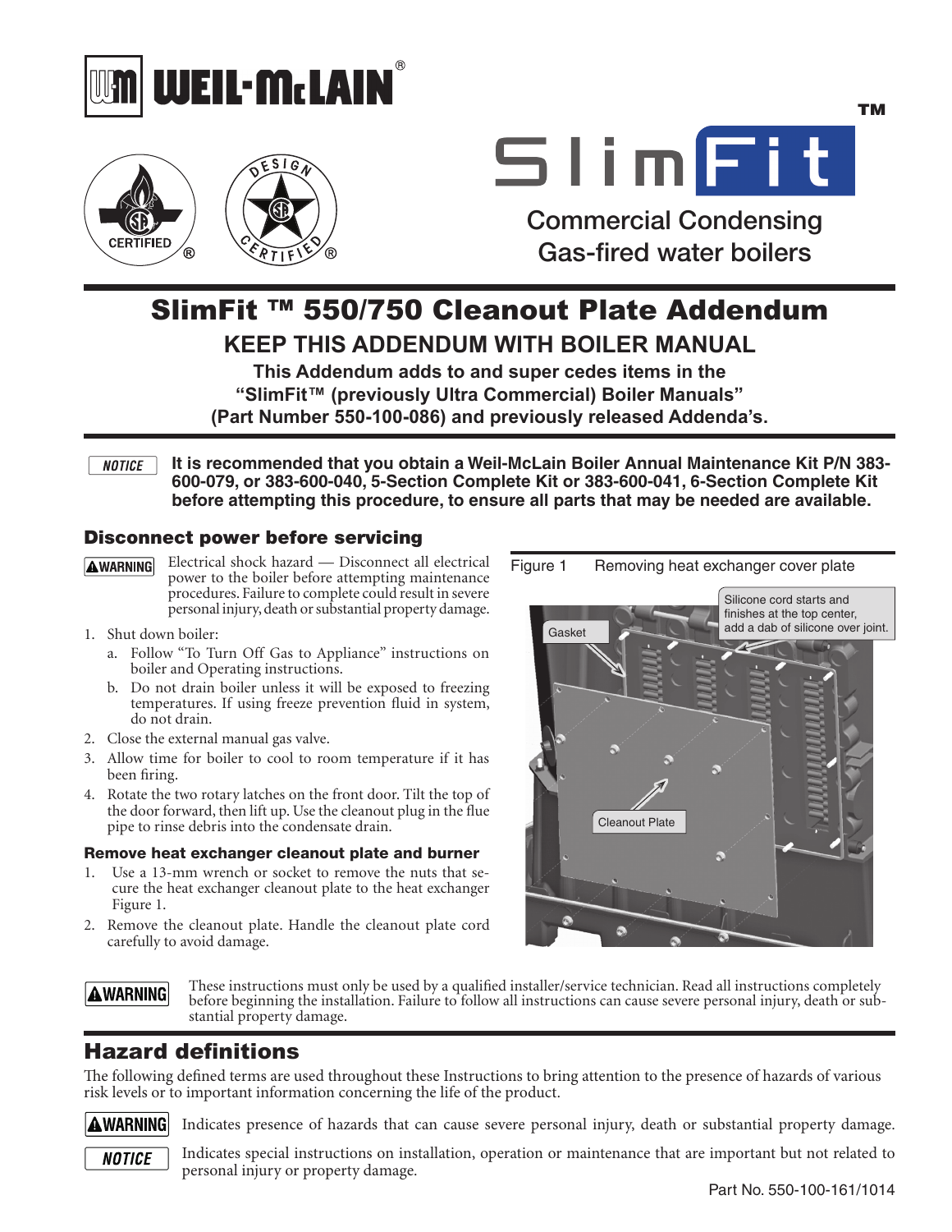# WEIL-McLAIN®

SlimFit™

Commercial Condensing Gas-fired water boilers

# SlimFit ™ 550/750 Cleanout Plate Addendum

## KEEP THIS ADDENDUM WITH BOILER MANUAL

**This Addendum adds to and super cedes items in the "SlimFit™ (previously Ultra Commercial) Boiler Manuals" (Part Number 550-100-086) and previously released Addenda's.**

*NOTICE* **It is recommended that you obtain a Weil-McLain Boiler Annual Maintenance Kit P/N 383-600-079, or 383-600-040, 5-Section Complete Kit or 383-600-041, 6-Section Complete Kit before attempting this procedure, to ensure all parts that may be needed are available.**

## Disconnect power before servicing

**⚠WARNING** Electrical shock hazard — Disconnect all electrical power to the boiler before attempting maintenance procedures. Failure to complete could result in severe personal injury, death or substantial property damage.

1. Shut down boiler:
   a. Follow "To Turn Off Gas to Appliance" instructions on boiler and Operating instructions.
   b. Do not drain boiler unless it will be exposed to freezing temperatures. If using freeze prevention fluid in system, do not drain.
2. Close the external manual gas valve.
3. Allow time for boiler to cool to room temperature if it has been firing.
4. Rotate the two rotary latches on the front door. Tilt the top of the door forward, then lift up. Use the cleanout plug in the flue pipe to rinse debris into the condensate drain.

### Remove heat exchanger cleanout plate and burner

1. Use a 13-mm wrench or socket to remove the nuts that secure the heat exchanger cleanout plate to the heat exchanger Figure 1.
2. Remove the cleanout plate. Handle the cleanout plate cord carefully to avoid damage.

Figure 1 Removing heat exchanger cover plate

Gasket

Silicone cord starts and finishes at the top center, add a dab of silicone over joint.

Cleanout Plate

**⚠WARNING** These instructions must only be used by a qualified installer/service technician. Read all instructions completely before beginning the installation. Failure to follow all instructions can cause severe personal injury, death or substantial property damage.

## Hazard definitions

The following defined terms are used throughout these Instructions to bring attention to the presence of hazards of various risk levels or to important information concerning the life of the product.

**⚠WARNING** Indicates presence of hazards that can cause severe personal injury, death or substantial property damage.

*NOTICE* Indicates special instructions on installation, operation or maintenance that are important but not related to personal injury or property damage.

Part No. 550-100-161/1014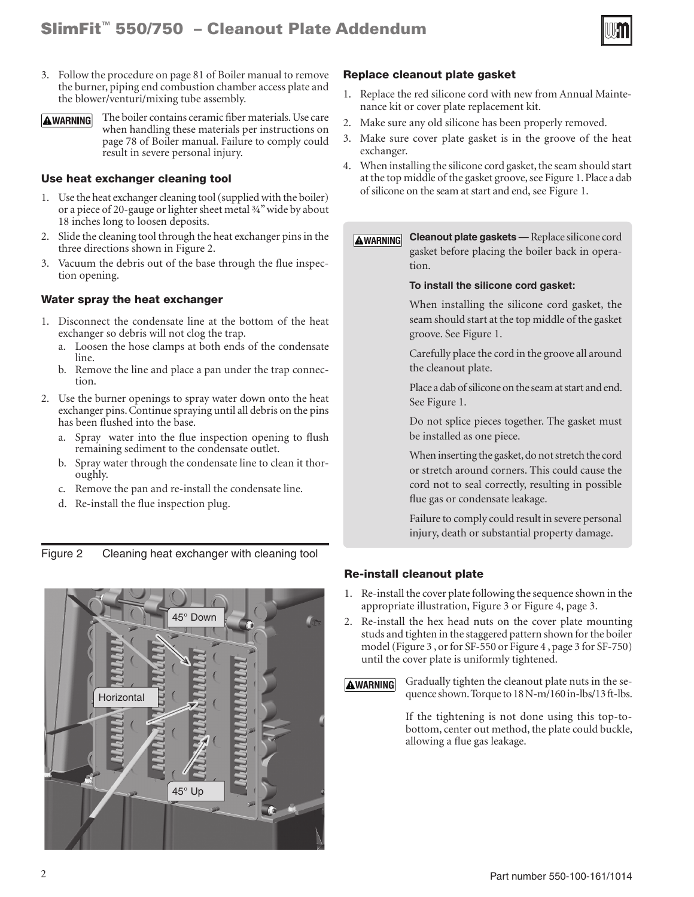3. Follow the procedure on page 81 of Boiler manual to remove the burner, piping end combustion chamber access plate and the blower/venturi/mixing tube assembly.

**⚠WARNING** The boiler contains ceramic fiber materials. Use care when handling these materials per instructions on page 78 of Boiler manual. Failure to comply could result in severe personal injury.

### Use heat exchanger cleaning tool

1. Use the heat exchanger cleaning tool (supplied with the boiler) or a piece of 20-gauge or lighter sheet metal ¾" wide by about 18 inches long to loosen deposits.
2. Slide the cleaning tool through the heat exchanger pins in the three directions shown in Figure 2.
3. Vacuum the debris out of the base through the flue inspection opening.

### Water spray the heat exchanger

1. Disconnect the condensate line at the bottom of the heat exchanger so debris will not clog the trap.
   a. Loosen the hose clamps at both ends of the condensate line.
   b. Remove the line and place a pan under the trap connection.
2. Use the burner openings to spray water down onto the heat exchanger pins. Continue spraying until all debris on the pins has been flushed into the base.
   a. Spray water into the flue inspection opening to flush remaining sediment to the condensate outlet.
   b. Spray water through the condensate line to clean it thoroughly.
   c. Remove the pan and re-install the condensate line.
   d. Re-install the flue inspection plug.

Figure 2 Cleaning heat exchanger with cleaning tool

45° Down

Horizontal

45° Up

### Replace cleanout plate gasket

1. Replace the red silicone cord with new from Annual Maintenance kit or cover plate replacement kit.
2. Make sure any old silicone has been properly removed.
3. Make sure cover plate gasket is in the groove of the heat exchanger.
4. When installing the silicone cord gasket, the seam should start at the top middle of the gasket groove, see Figure 1. Place a dab of silicone on the seam at start and end, see Figure 1.

**⚠WARNING** **Cleanout plate gaskets —** Replace silicone cord gasket before placing the boiler back in operation.

**To install the silicone cord gasket:**

When installing the silicone cord gasket, the seam should start at the top middle of the gasket groove. See Figure 1.

Carefully place the cord in the groove all around the cleanout plate.

Place a dab of silicone on the seam at start and end. See Figure 1.

Do not splice pieces together. The gasket must be installed as one piece.

When inserting the gasket, do not stretch the cord or stretch around corners. This could cause the cord not to seal correctly, resulting in possible flue gas or condensate leakage.

Failure to comply could result in severe personal injury, death or substantial property damage.

### Re-install cleanout plate

1. Re-install the cover plate following the sequence shown in the appropriate illustration, Figure 3 or Figure 4, page 3.
2. Re-install the hex head nuts on the cover plate mounting studs and tighten in the staggered pattern shown for the boiler model (Figure 3 , or for SF-550 or Figure 4 , page 3 for SF-750) until the cover plate is uniformly tightened.

**⚠WARNING** Gradually tighten the cleanout plate nuts in the sequence shown. Torque to 18 N-m/160 in-lbs/13 ft-lbs.

If the tightening is not done using this top-to-bottom, center out method, the plate could buckle, allowing a flue gas leakage.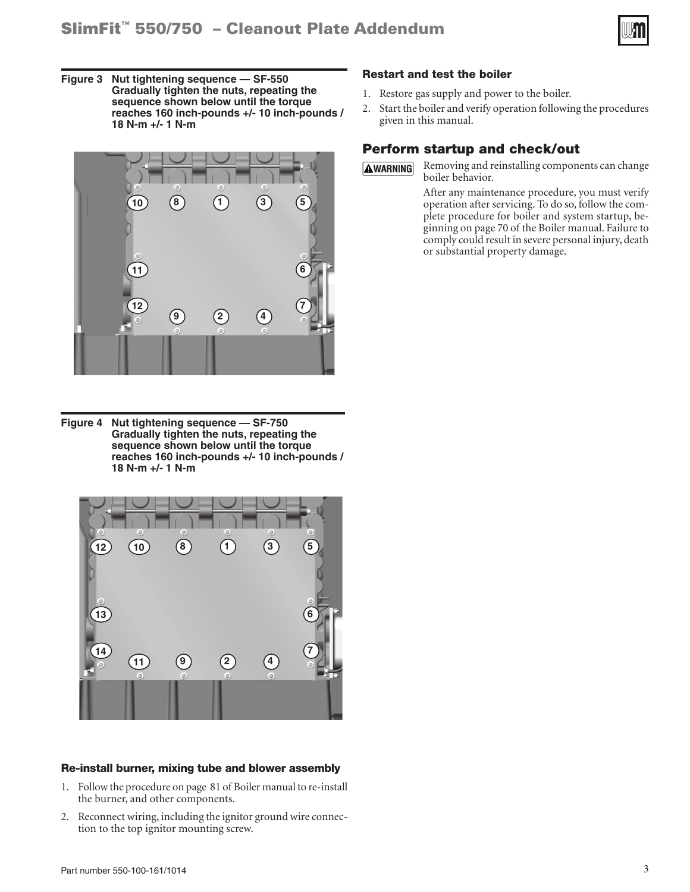**Figure 3 Nut tightening sequence — SF-550**
**Gradually tighten the nuts, repeating the sequence shown below until the torque reaches 160 inch-pounds +/- 10 inch-pounds / 18 N-m +/- 1 N-m**

**Figure 4 Nut tightening sequence — SF-750**
**Gradually tighten the nuts, repeating the sequence shown below until the torque reaches 160 inch-pounds +/- 10 inch-pounds / 18 N-m +/- 1 N-m**

### Re-install burner, mixing tube and blower assembly

1. Follow the procedure on page 81 of Boiler manual to re-install the burner, and other components.
2. Reconnect wiring, including the ignitor ground wire connection to the top ignitor mounting screw.

### Restart and test the boiler

1. Restore gas supply and power to the boiler.
2. Start the boiler and verify operation following the procedures given in this manual.

## Perform startup and check/out

**⚠WARNING** Removing and reinstalling components can change boiler behavior.

After any maintenance procedure, you must verify operation after servicing. To do so, follow the complete procedure for boiler and system startup, beginning on page 70 of the Boiler manual. Failure to comply could result in severe personal injury, death or substantial property damage.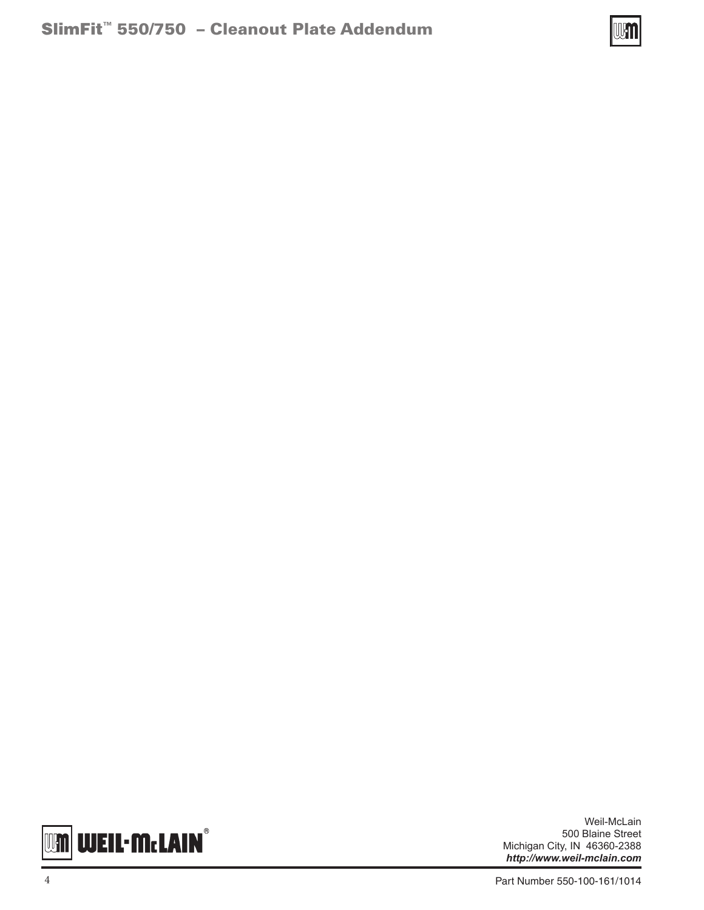Weil-McLain
500 Blaine Street
Michigan City, IN 46360-2388
***http://www.weil-mclain.com***

Part Number 550-100-161/1014